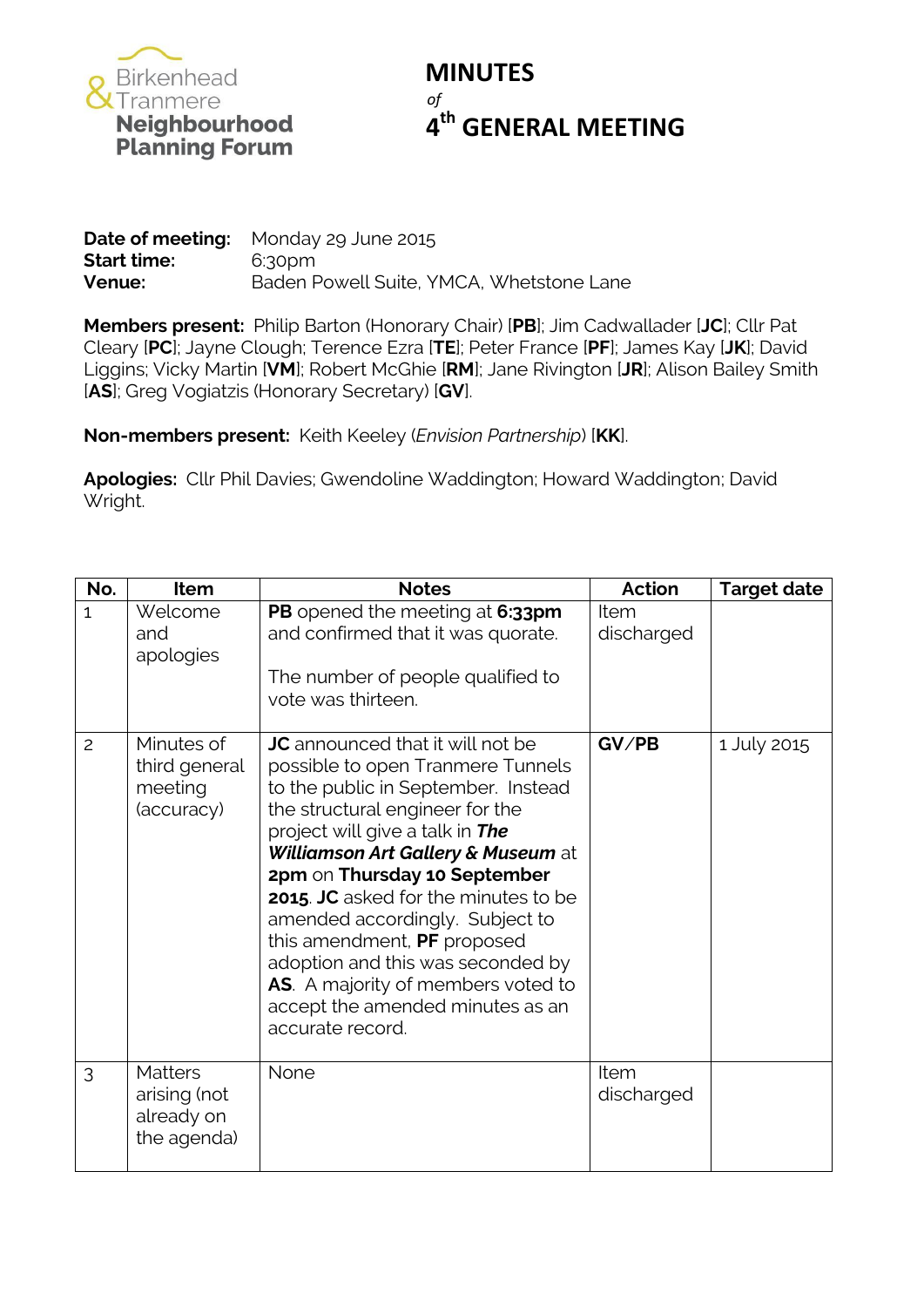Birkenhead & Tranmere **Neighbourhood Planning Forum**

# MINUTES
*of*
# 4th GENERAL MEETING

**Date of meeting:** Monday 29 June 2015
**Start time:** 6:30pm
**Venue:** Baden Powell Suite, YMCA, Whetstone Lane

**Members present:** Philip Barton (Honorary Chair) [**PB**]; Jim Cadwallader [**JC**]; Cllr Pat Cleary [**PC**]; Jayne Clough; Terence Ezra [**TE**]; Peter France [**PF**]; James Kay [**JK**]; David Liggins; Vicky Martin [**VM**]; Robert McGhie [**RM**]; Jane Rivington [**JR**]; Alison Bailey Smith [**AS**]; Greg Vogiatzis (Honorary Secretary) [**GV**].

**Non-members present:** Keith Keeley (*Envision Partnership*) [**KK**].

**Apologies:** Cllr Phil Davies; Gwendoline Waddington; Howard Waddington; David Wright.

| No. | Item | Notes | Action | Target date |
|---|---|---|---|---|
| 1 | Welcome and apologies | **PB** opened the meeting at **6:33pm** and confirmed that it was quorate.<br><br>The number of people qualified to vote was thirteen. | Item discharged | |
| 2 | Minutes of third general meeting (accuracy) | **JC** announced that it will not be possible to open Tranmere Tunnels to the public in September. Instead the structural engineer for the project will give a talk in ***The Williamson Art Gallery & Museum*** at **2pm** on **Thursday 10 September 2015**. **JC** asked for the minutes to be amended accordingly. Subject to this amendment, **PF** proposed adoption and this was seconded by **AS**. A majority of members voted to accept the amended minutes as an accurate record. | **GV/PB** | 1 July 2015 |
| 3 | Matters arising (not already on the agenda) | None | Item discharged | |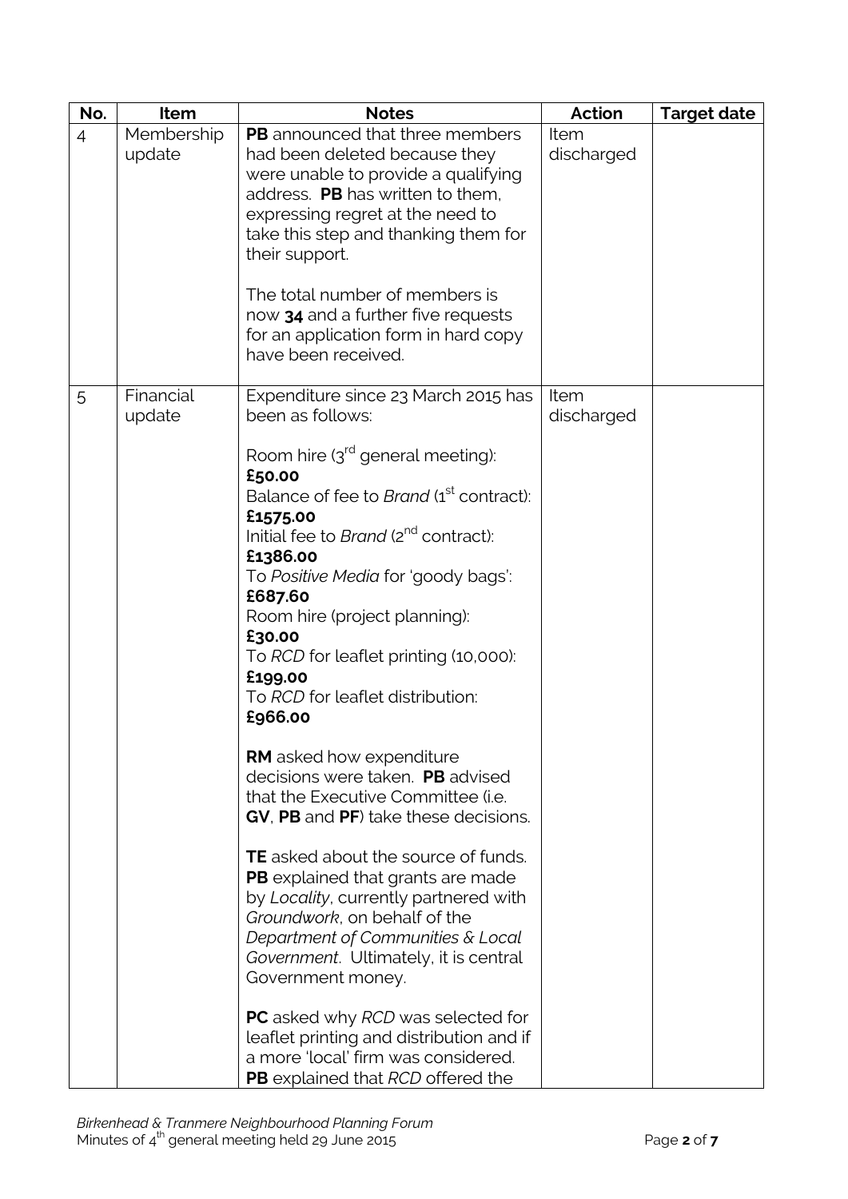| No. | Item | Notes | Action | Target date |
| --- | --- | --- | --- | --- |
| 4 | Membership update | **PB** announced that three members had been deleted because they were unable to provide a qualifying address. **PB** has written to them, expressing regret at the need to take this step and thanking them for their support.<br><br>The total number of members is now **34** and a further five requests for an application form in hard copy have been received. | Item discharged | |
| 5 | Financial update | Expenditure since 23 March 2015 has been as follows:<br><br>Room hire (3rd general meeting): **£50.00**<br>Balance of fee to *Brand* (1st contract): **£1575.00**<br>Initial fee to *Brand* (2nd contract): **£1386.00**<br>To *Positive Media* for 'goody bags': **£687.60**<br>Room hire (project planning): **£30.00**<br>To *RCD* for leaflet printing (10,000): **£199.00**<br>To *RCD* for leaflet distribution: **£966.00**<br><br>**RM** asked how expenditure decisions were taken. **PB** advised that the Executive Committee (i.e. **GV**, **PB** and **PF**) take these decisions.<br><br>**TE** asked about the source of funds. **PB** explained that grants are made by *Locality*, currently partnered with *Groundwork*, on behalf of the *Department of Communities & Local Government*. Ultimately, it is central Government money.<br><br>**PC** asked why *RCD* was selected for leaflet printing and distribution and if a more 'local' firm was considered. **PB** explained that *RCD* offered the | Item discharged | |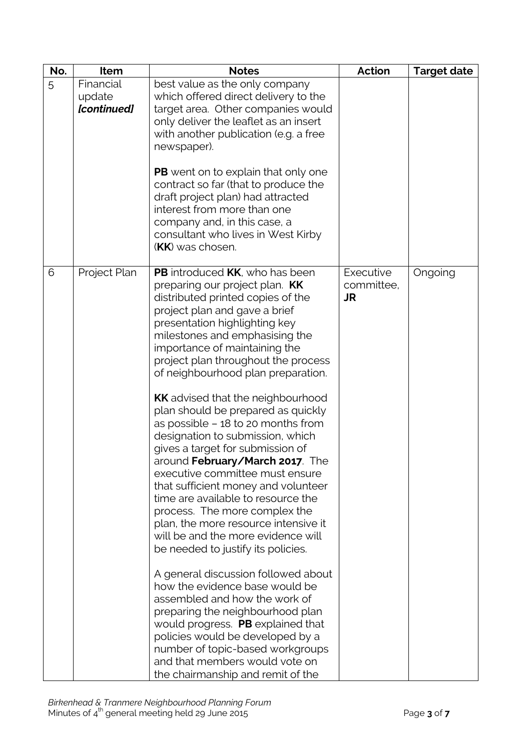| No. | Item | Notes | Action | Target date |
|---|---|---|---|---|
| 5 | Financial update *[continued]* | best value as the only company which offered direct delivery to the target area. Other companies would only deliver the leaflet as an insert with another publication (e.g. a free newspaper).<br><br>**PB** went on to explain that only one contract so far (that to produce the draft project plan) had attracted interest from more than one company and, in this case, a consultant who lives in West Kirby (**KK**) was chosen. | | |
| 6 | Project Plan | **PB** introduced **KK**, who has been preparing our project plan. **KK** distributed printed copies of the project plan and gave a brief presentation highlighting key milestones and emphasising the importance of maintaining the project plan throughout the process of neighbourhood plan preparation.<br><br>**KK** advised that the neighbourhood plan should be prepared as quickly as possible – 18 to 20 months from designation to submission, which gives a target for submission of around **February/March 2017**. The executive committee must ensure that sufficient money and volunteer time are available to resource the process. The more complex the plan, the more resource intensive it will be and the more evidence will be needed to justify its policies.<br><br>A general discussion followed about how the evidence base would be assembled and how the work of preparing the neighbourhood plan would progress. **PB** explained that policies would be developed by a number of topic-based workgroups and that members would vote on the chairmanship and remit of the | Executive committee, **JR** | Ongoing |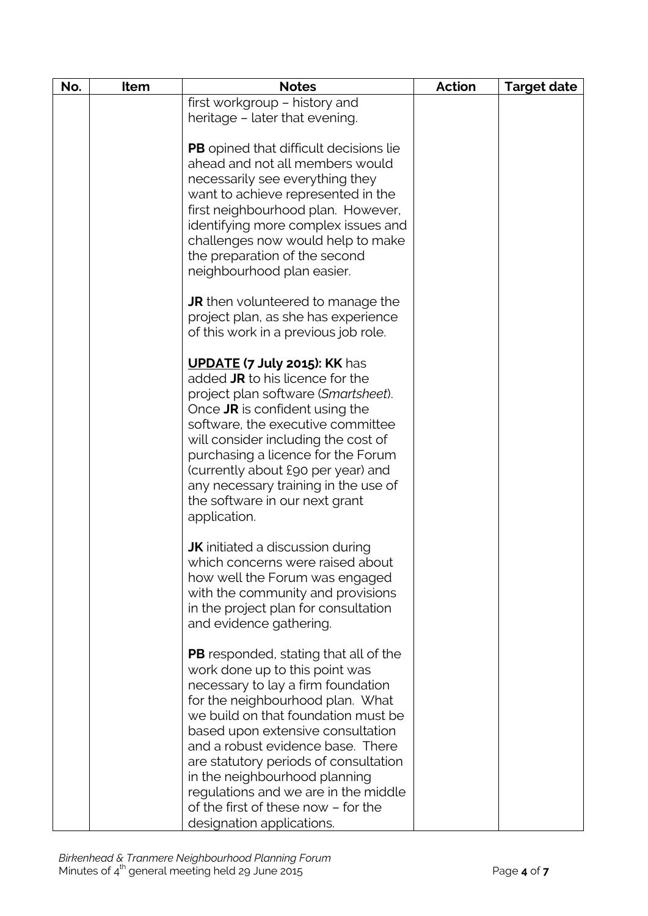| No. | Item | Notes | Action | Target date |
|---|---|---|---|---|
| | | first workgroup – history and heritage – later that evening.<br><br>**PB** opined that difficult decisions lie ahead and not all members would necessarily see everything they want to achieve represented in the first neighbourhood plan. However, identifying more complex issues and challenges now would help to make the preparation of the second neighbourhood plan easier.<br><br>**JR** then volunteered to manage the project plan, as she has experience of this work in a previous job role.<br><br>**<u>UPDATE</u> (7 July 2015): KK** has added **JR** to his licence for the project plan software (*Smartsheet*). Once **JR** is confident using the software, the executive committee will consider including the cost of purchasing a licence for the Forum (currently about £90 per year) and any necessary training in the use of the software in our next grant application.<br><br>**JK** initiated a discussion during which concerns were raised about how well the Forum was engaged with the community and provisions in the project plan for consultation and evidence gathering.<br><br>**PB** responded, stating that all of the work done up to this point was necessary to lay a firm foundation for the neighbourhood plan. What we build on that foundation must be based upon extensive consultation and a robust evidence base. There are statutory periods of consultation in the neighbourhood planning regulations and we are in the middle of the first of these now – for the designation applications. | | |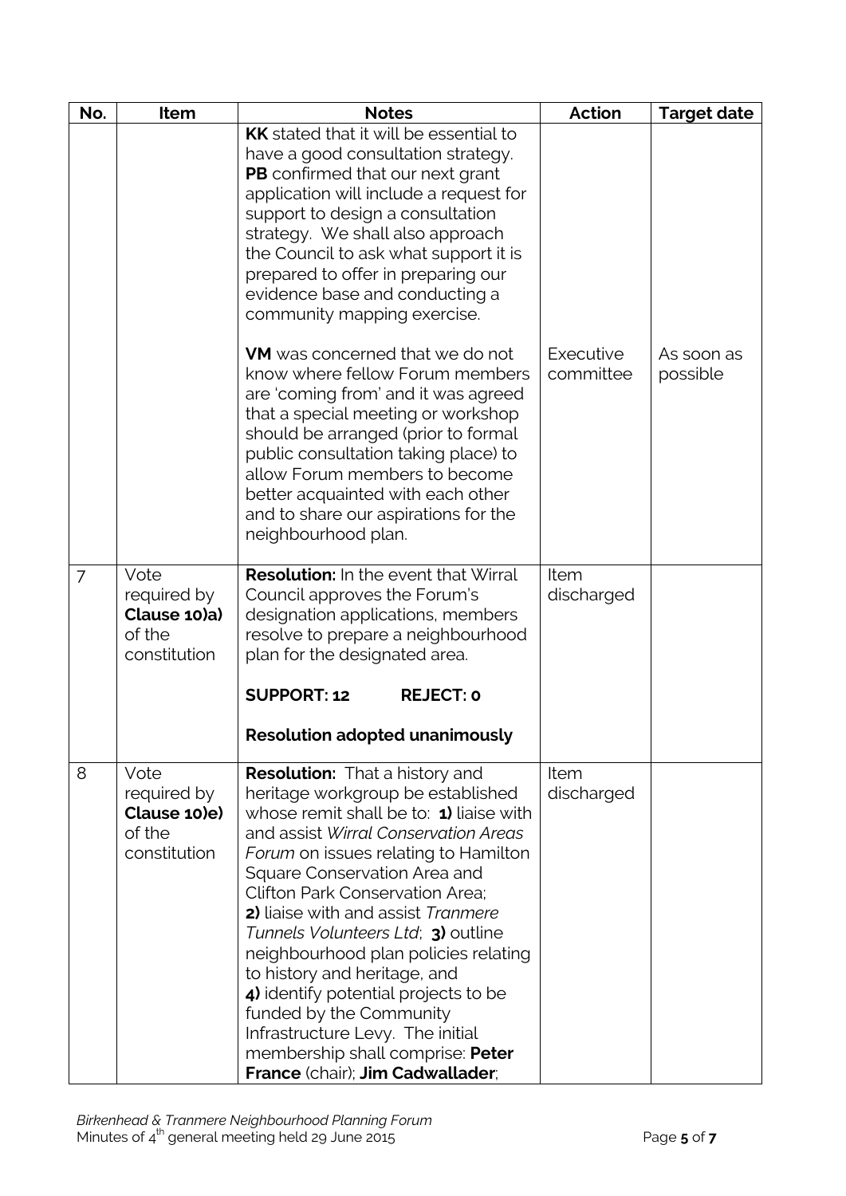| No. | Item | Notes | Action | Target date |
|---|---|---|---|---|
| | | **KK** stated that it will be essential to have a good consultation strategy. **PB** confirmed that our next grant application will include a request for support to design a consultation strategy. We shall also approach the Council to ask what support it is prepared to offer in preparing our evidence base and conducting a community mapping exercise. | | |
| | | **VM** was concerned that we do not know where fellow Forum members are 'coming from' and it was agreed that a special meeting or workshop should be arranged (prior to formal public consultation taking place) to allow Forum members to become better acquainted with each other and to share our aspirations for the neighbourhood plan. | Executive committee | As soon as possible |
| 7 | Vote required by **Clause 10)a)** of the constitution | **Resolution:** In the event that Wirral Council approves the Forum's designation applications, members resolve to prepare a neighbourhood plan for the designated area.<br><br>**SUPPORT: 12 REJECT: 0**<br><br>**Resolution adopted unanimously** | Item discharged | |
| 8 | Vote required by **Clause 10)e)** of the constitution | **Resolution:** That a history and heritage workgroup be established whose remit shall be to: **1)** liaise with and assist *Wirral Conservation Areas Forum* on issues relating to Hamilton Square Conservation Area and Clifton Park Conservation Area; **2)** liaise with and assist *Tranmere Tunnels Volunteers Ltd*; **3)** outline neighbourhood plan policies relating to history and heritage, and **4)** identify potential projects to be funded by the Community Infrastructure Levy. The initial membership shall comprise: **Peter France** (chair); **Jim Cadwallader**; | Item discharged | |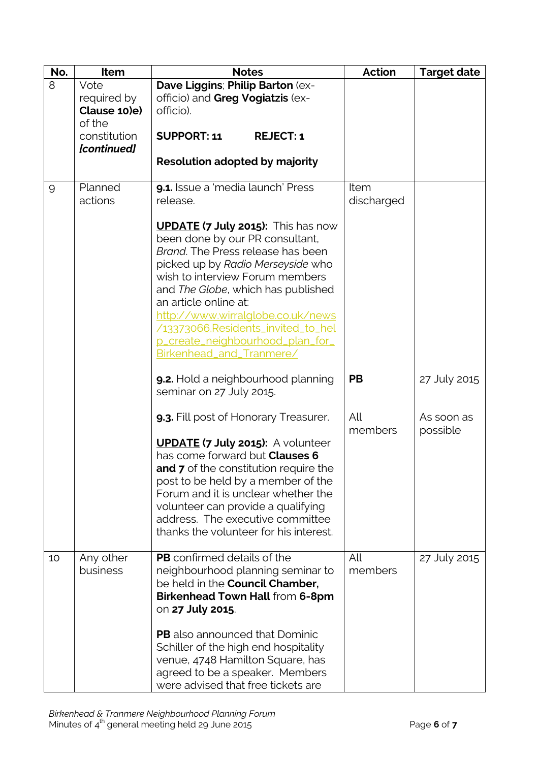| No. | Item | Notes | Action | Target date |
|---|---|---|---|---|
| 8 | Vote required by **Clause 10)e)** of the constitution ***[continued]*** | **Dave Liggins**; **Philip Barton** (ex-officio) and **Greg Vogiatzis** (ex-officio).<br><br>**SUPPORT: 11** **REJECT: 1**<br><br>**Resolution adopted by majority** | | |
| 9 | Planned actions | **9.1.** Issue a 'media launch' Press release.<br><br>**UPDATE (7 July 2015):** This has now been done by our PR consultant, *Brand*. The Press release has been picked up by *Radio Merseyside* who wish to interview Forum members and *The Globe*, which has published an article online at: http://www.wirralglobe.co.uk/news/13373066.Residents_invited_to_help_create_neighbourhood_plan_for_Birkenhead_and_Tranmere/ | Item discharged | |
| | | **9.2.** Hold a neighbourhood planning seminar on 27 July 2015. | **PB** | 27 July 2015 |
| | | **9.3.** Fill post of Honorary Treasurer.<br><br>**UPDATE (7 July 2015):** A volunteer has come forward but **Clauses 6 and 7** of the constitution require the post to be held by a member of the Forum and it is unclear whether the volunteer can provide a qualifying address. The executive committee thanks the volunteer for his interest. | All members | As soon as possible |
| 10 | Any other business | **PB** confirmed details of the neighbourhood planning seminar to be held in the **Council Chamber, Birkenhead Town Hall** from **6-8pm** on **27 July 2015**.<br><br>**PB** also announced that Dominic Schiller of the high end hospitality venue, 4748 Hamilton Square, has agreed to be a speaker. Members were advised that free tickets are | All members | 27 July 2015 |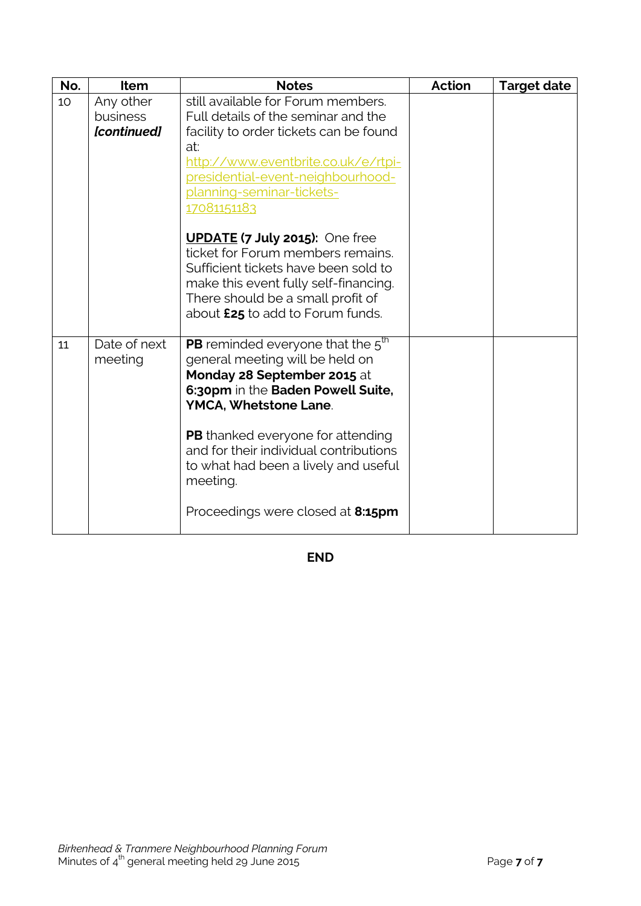| No. | Item | Notes | Action | Target date |
|---|---|---|---|---|
| 10 | Any other business ***[continued]*** | still available for Forum members. Full details of the seminar and the facility to order tickets can be found at: http://www.eventbrite.co.uk/e/rtpi-presidential-event-neighbourhood-planning-seminar-tickets-17081151183<br><br>**UPDATE (7 July 2015):** One free ticket for Forum members remains. Sufficient tickets have been sold to make this event fully self-financing. There should be a small profit of about **£25** to add to Forum funds. | | |
| 11 | Date of next meeting | **PB** reminded everyone that the 5th general meeting will be held on **Monday 28 September 2015** at **6:30pm** in the **Baden Powell Suite, YMCA, Whetstone Lane**.<br><br>**PB** thanked everyone for attending and for their individual contributions to what had been a lively and useful meeting.<br><br>Proceedings were closed at **8:15pm** | | |

**END**